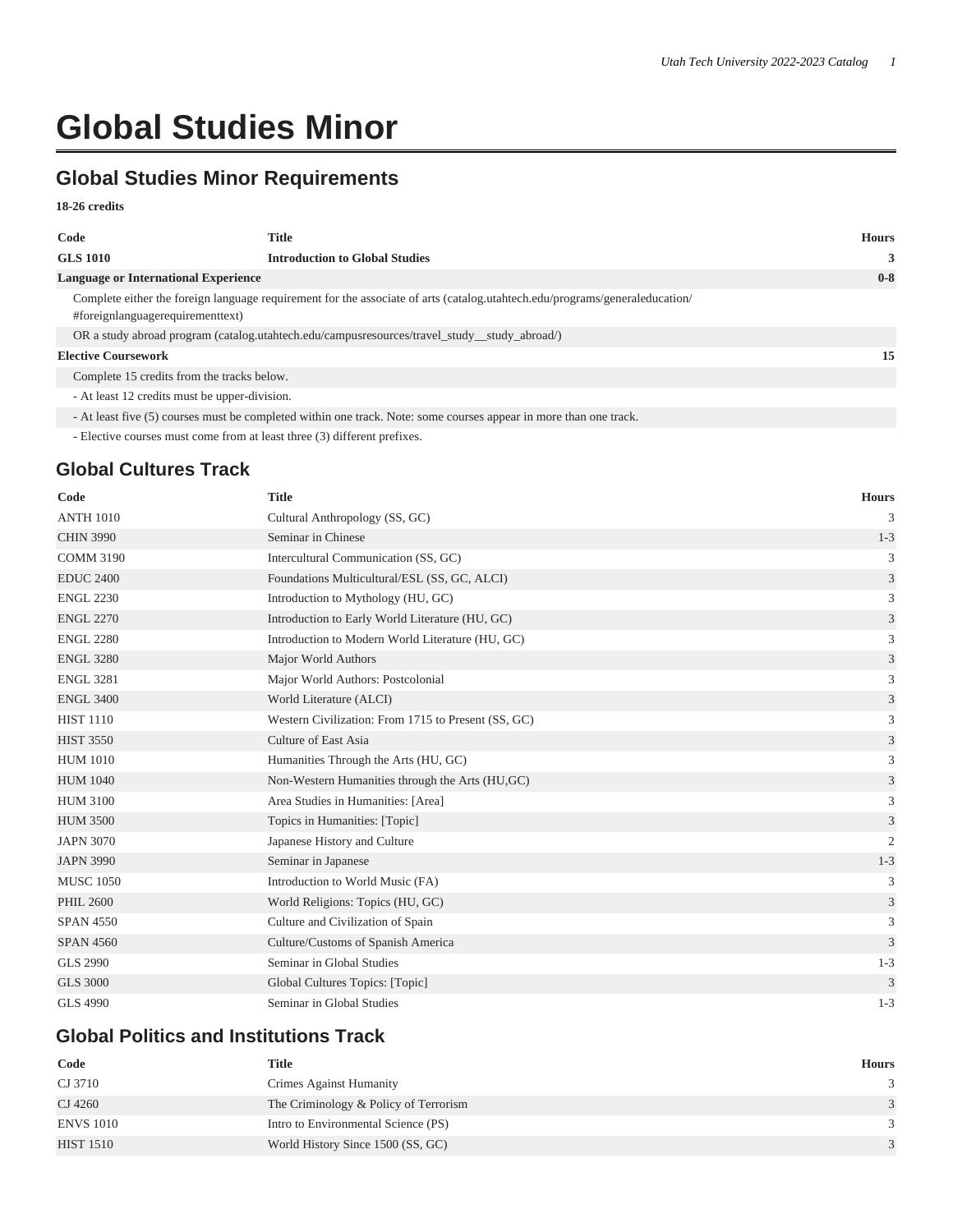# Global Studies Minor

## Global Studies Minor Requirements

**18-26 credits**

| Code | Title | Hours |
|---|---|---|
| **GLS 1010** | **Introduction to Global Studies** | **3** |
| **Language or International Experience** | | **0-8** |
| Complete either the foreign language requirement for the associate of arts (catalog.utahtech.edu/programs/generaleducation/#foreignlanguagerequirementtext) | | |
| OR a study abroad program (catalog.utahtech.edu/campusresources/travel_study__study_abroad/) | | |
| **Elective Coursework** | | **15** |
| Complete 15 credits from the tracks below. | | |
| - At least 12 credits must be upper-division. | | |
| - At least five (5) courses must be completed within one track. Note: some courses appear in more than one track. | | |
| - Elective courses must come from at least three (3) different prefixes. | | |

## Global Cultures Track

| Code | Title | Hours |
|---|---|---|
| ANTH 1010 | Cultural Anthropology (SS, GC) | 3 |
| CHIN 3990 | Seminar in Chinese | 1-3 |
| COMM 3190 | Intercultural Communication (SS, GC) | 3 |
| EDUC 2400 | Foundations Multicultural/ESL (SS, GC, ALCI) | 3 |
| ENGL 2230 | Introduction to Mythology (HU, GC) | 3 |
| ENGL 2270 | Introduction to Early World Literature (HU, GC) | 3 |
| ENGL 2280 | Introduction to Modern World Literature (HU, GC) | 3 |
| ENGL 3280 | Major World Authors | 3 |
| ENGL 3281 | Major World Authors: Postcolonial | 3 |
| ENGL 3400 | World Literature (ALCI) | 3 |
| HIST 1110 | Western Civilization: From 1715 to Present (SS, GC) | 3 |
| HIST 3550 | Culture of East Asia | 3 |
| HUM 1010 | Humanities Through the Arts (HU, GC) | 3 |
| HUM 1040 | Non-Western Humanities through the Arts (HU,GC) | 3 |
| HUM 3100 | Area Studies in Humanities: [Area] | 3 |
| HUM 3500 | Topics in Humanities: [Topic] | 3 |
| JAPN 3070 | Japanese History and Culture | 2 |
| JAPN 3990 | Seminar in Japanese | 1-3 |
| MUSC 1050 | Introduction to World Music (FA) | 3 |
| PHIL 2600 | World Religions: Topics (HU, GC) | 3 |
| SPAN 4550 | Culture and Civilization of Spain | 3 |
| SPAN 4560 | Culture/Customs of Spanish America | 3 |
| GLS 2990 | Seminar in Global Studies | 1-3 |
| GLS 3000 | Global Cultures Topics: [Topic] | 3 |
| GLS 4990 | Seminar in Global Studies | 1-3 |

## Global Politics and Institutions Track

| Code | Title | Hours |
|---|---|---|
| CJ 3710 | Crimes Against Humanity | 3 |
| CJ 4260 | The Criminology & Policy of Terrorism | 3 |
| ENVS 1010 | Intro to Environmental Science (PS) | 3 |
| HIST 1510 | World History Since 1500 (SS, GC) | 3 |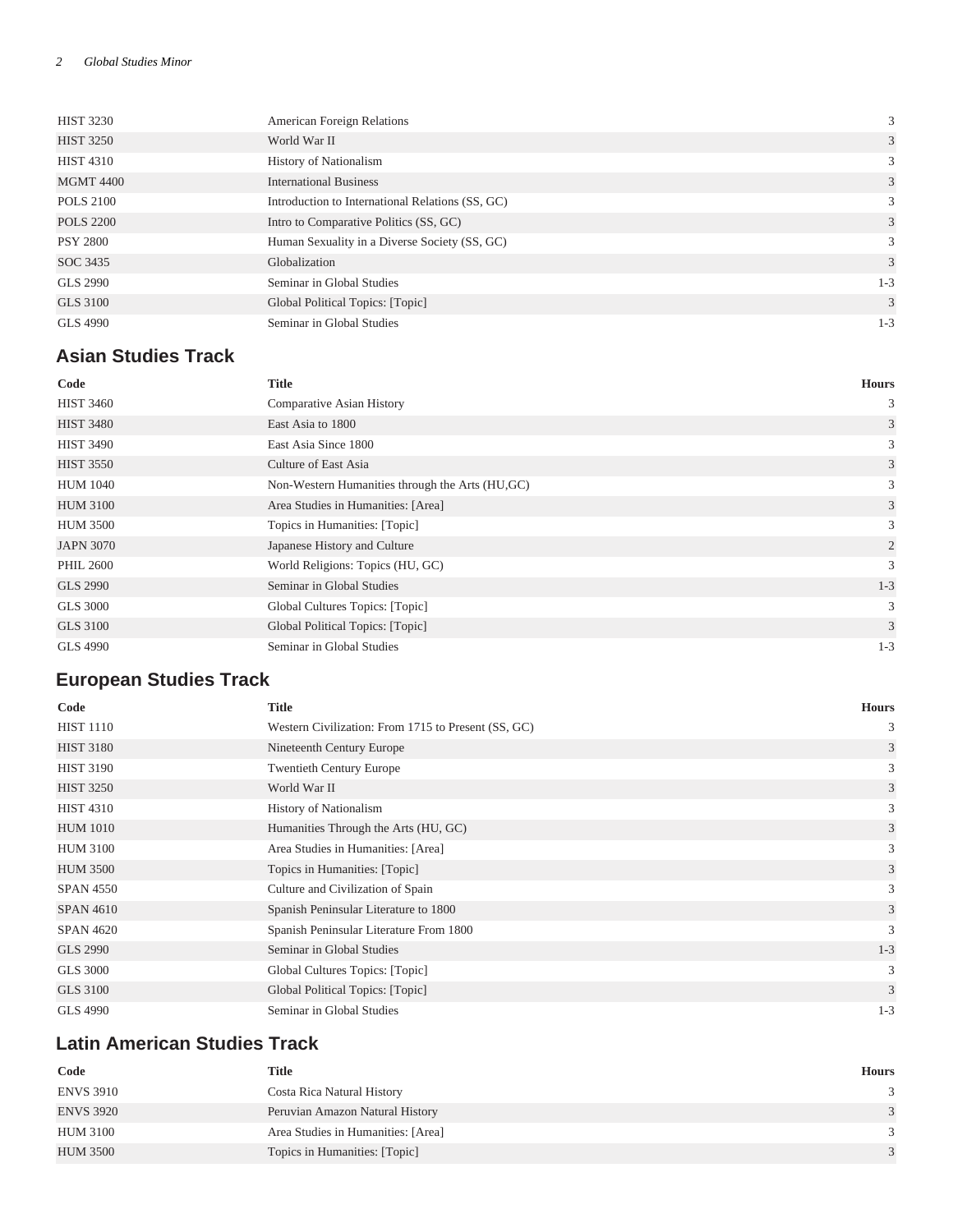| Code | Title | Hours |
|---|---|---|
| HIST 3230 | American Foreign Relations | 3 |
| HIST 3250 | World War II | 3 |
| HIST 4310 | History of Nationalism | 3 |
| MGMT 4400 | International Business | 3 |
| POLS 2100 | Introduction to International Relations (SS, GC) | 3 |
| POLS 2200 | Intro to Comparative Politics (SS, GC) | 3 |
| PSY 2800 | Human Sexuality in a Diverse Society (SS, GC) | 3 |
| SOC 3435 | Globalization | 3 |
| GLS 2990 | Seminar in Global Studies | 1-3 |
| GLS 3100 | Global Political Topics: [Topic] | 3 |
| GLS 4990 | Seminar in Global Studies | 1-3 |

## Asian Studies Track

| Code | Title | Hours |
|---|---|---|
| HIST 3460 | Comparative Asian History | 3 |
| HIST 3480 | East Asia to 1800 | 3 |
| HIST 3490 | East Asia Since 1800 | 3 |
| HIST 3550 | Culture of East Asia | 3 |
| HUM 1040 | Non-Western Humanities through the Arts (HU,GC) | 3 |
| HUM 3100 | Area Studies in Humanities: [Area] | 3 |
| HUM 3500 | Topics in Humanities: [Topic] | 3 |
| JAPN 3070 | Japanese History and Culture | 2 |
| PHIL 2600 | World Religions: Topics (HU, GC) | 3 |
| GLS 2990 | Seminar in Global Studies | 1-3 |
| GLS 3000 | Global Cultures Topics: [Topic] | 3 |
| GLS 3100 | Global Political Topics: [Topic] | 3 |
| GLS 4990 | Seminar in Global Studies | 1-3 |

## European Studies Track

| Code | Title | Hours |
|---|---|---|
| HIST 1110 | Western Civilization: From 1715 to Present (SS, GC) | 3 |
| HIST 3180 | Nineteenth Century Europe | 3 |
| HIST 3190 | Twentieth Century Europe | 3 |
| HIST 3250 | World War II | 3 |
| HIST 4310 | History of Nationalism | 3 |
| HUM 1010 | Humanities Through the Arts (HU, GC) | 3 |
| HUM 3100 | Area Studies in Humanities: [Area] | 3 |
| HUM 3500 | Topics in Humanities: [Topic] | 3 |
| SPAN 4550 | Culture and Civilization of Spain | 3 |
| SPAN 4610 | Spanish Peninsular Literature to 1800 | 3 |
| SPAN 4620 | Spanish Peninsular Literature From 1800 | 3 |
| GLS 2990 | Seminar in Global Studies | 1-3 |
| GLS 3000 | Global Cultures Topics: [Topic] | 3 |
| GLS 3100 | Global Political Topics: [Topic] | 3 |
| GLS 4990 | Seminar in Global Studies | 1-3 |

## Latin American Studies Track

| Code | Title | Hours |
|---|---|---|
| ENVS 3910 | Costa Rica Natural History | 3 |
| ENVS 3920 | Peruvian Amazon Natural History | 3 |
| HUM 3100 | Area Studies in Humanities: [Area] | 3 |
| HUM 3500 | Topics in Humanities: [Topic] | 3 |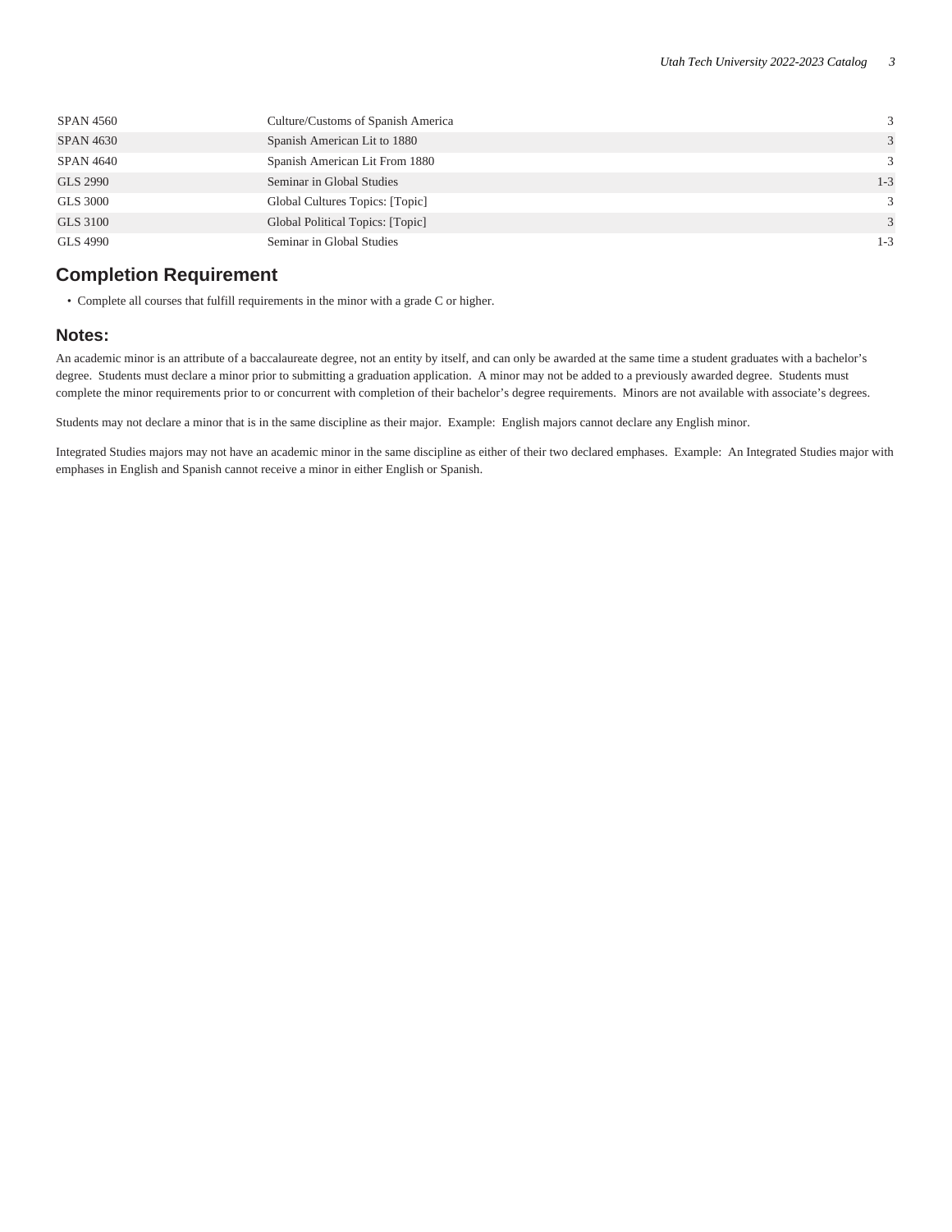| | | |
|---|---|---|
| SPAN 4560 | Culture/Customs of Spanish America | 3 |
| SPAN 4630 | Spanish American Lit to 1880 | 3 |
| SPAN 4640 | Spanish American Lit From 1880 | 3 |
| GLS 2990 | Seminar in Global Studies | 1-3 |
| GLS 3000 | Global Cultures Topics: [Topic] | 3 |
| GLS 3100 | Global Political Topics: [Topic] | 3 |
| GLS 4990 | Seminar in Global Studies | 1-3 |

## Completion Requirement

- Complete all courses that fulfill requirements in the minor with a grade C or higher.

## Notes:

An academic minor is an attribute of a baccalaureate degree, not an entity by itself, and can only be awarded at the same time a student graduates with a bachelor's degree. Students must declare a minor prior to submitting a graduation application. A minor may not be added to a previously awarded degree. Students must complete the minor requirements prior to or concurrent with completion of their bachelor's degree requirements. Minors are not available with associate's degrees.

Students may not declare a minor that is in the same discipline as their major. Example: English majors cannot declare any English minor.

Integrated Studies majors may not have an academic minor in the same discipline as either of their two declared emphases. Example: An Integrated Studies major with emphases in English and Spanish cannot receive a minor in either English or Spanish.